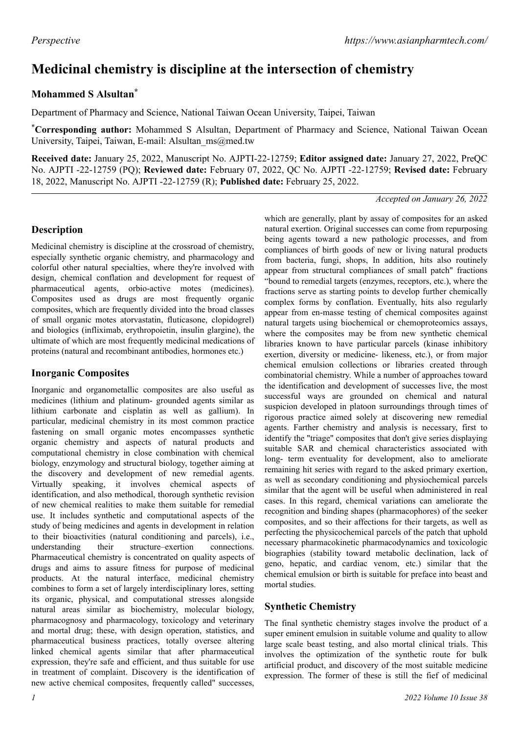# Medicinal chemistry is discipline at the intersection of chemistry

## Mohammed S Alsultan*

Department of Pharmacy and Science, National Taiwan Ocean University, Taipei, Taiwan

***Corresponding author:** Mohammed S Alsultan, Department of Pharmacy and Science, National Taiwan Ocean University, Taipei, Taiwan, E-mail: Alsultan_ms@med.tw

**Received date:** January 25, 2022, Manuscript No. AJPTI-22-12759; **Editor assigned date:** January 27, 2022, PreQC No. AJPTI -22-12759 (PQ); **Reviewed date:** February 07, 2022, QC No. AJPTI -22-12759; **Revised date:** February 18, 2022, Manuscript No. AJPTI -22-12759 (R); **Published date:** February 25, 2022.

*Accepted on January 26, 2022*

## Description

Medicinal chemistry is discipline at the crossroad of chemistry, especially synthetic organic chemistry, and pharmacology and colorful other natural specialties, where they're involved with design, chemical conflation and development for request of pharmaceutical agents, orbio-active motes (medicines). Composites used as drugs are most frequently organic composites, which are frequently divided into the broad classes of small organic motes atorvastatin, fluticasone, clopidogrel) and biologics (infliximab, erythropoietin, insulin glargine), the ultimate of which are most frequently medicinal medications of proteins (natural and recombinant antibodies, hormones etc.)

## Inorganic Composites

Inorganic and organometallic composites are also useful as medicines (lithium and platinum- grounded agents similar as lithium carbonate and cisplatin as well as gallium). In particular, medicinal chemistry in its most common practice fastening on small organic motes encompasses synthetic organic chemistry and aspects of natural products and computational chemistry in close combination with chemical biology, enzymology and structural biology, together aiming at the discovery and development of new remedial agents. Virtually speaking, it involves chemical aspects of identification, and also methodical, thorough synthetic revision of new chemical realities to make them suitable for remedial use. It includes synthetic and computational aspects of the study of being medicines and agents in development in relation to their bioactivities (natural conditioning and parcels), i.e., understanding their structure–exertion connections. Pharmaceutical chemistry is concentrated on quality aspects of drugs and aims to assure fitness for purpose of medicinal products. At the natural interface, medicinal chemistry combines to form a set of largely interdisciplinary lores, setting its organic, physical, and computational stresses alongside natural areas similar as biochemistry, molecular biology, pharmacognosy and pharmacology, toxicology and veterinary and mortal drug; these, with design operation, statistics, and pharmaceutical business practices, totally oversee altering linked chemical agents similar that after pharmaceutical expression, they're safe and efficient, and thus suitable for use in treatment of complaint. Discovery is the identification of new active chemical composites, frequently called" successes, which are generally, plant by assay of composites for an asked natural exertion. Original successes can come from repurposing being agents toward a new pathologic processes, and from compliances of birth goods of new or living natural products from bacteria, fungi, shops, In addition, hits also routinely appear from structural compliances of small patch" fractions "bound to remedial targets (enzymes, receptors, etc.), where the fractions serve as starting points to develop further chemically complex forms by conflation. Eventually, hits also regularly appear from en-masse testing of chemical composites against natural targets using biochemical or chemoproteomics assays, where the composites may be from new synthetic chemical libraries known to have particular parcels (kinase inhibitory exertion, diversity or medicine- likeness, etc.), or from major chemical emulsion collections or libraries created through combinatorial chemistry. While a number of approaches toward the identification and development of successes live, the most successful ways are grounded on chemical and natural suspicion developed in platoon surroundings through times of rigorous practice aimed solely at discovering new remedial agents. Farther chemistry and analysis is necessary, first to identify the "triage" composites that don't give series displaying suitable SAR and chemical characteristics associated with long- term eventuality for development, also to ameliorate remaining hit series with regard to the asked primary exertion, as well as secondary conditioning and physiochemical parcels similar that the agent will be useful when administered in real cases. In this regard, chemical variations can ameliorate the recognition and binding shapes (pharmacophores) of the seeker composites, and so their affections for their targets, as well as perfecting the physicochemical parcels of the patch that uphold necessary pharmacokinetic pharmacodynamics and toxicologic biographies (stability toward metabolic declination, lack of geno, hepatic, and cardiac venom, etc.) similar that the chemical emulsion or birth is suitable for preface into beast and mortal studies.

## Synthetic Chemistry

The final synthetic chemistry stages involve the product of a super eminent emulsion in suitable volume and quality to allow large scale beast testing, and also mortal clinical trials. This involves the optimization of the synthetic route for bulk artificial product, and discovery of the most suitable medicine expression. The former of these is still the fief of medicinal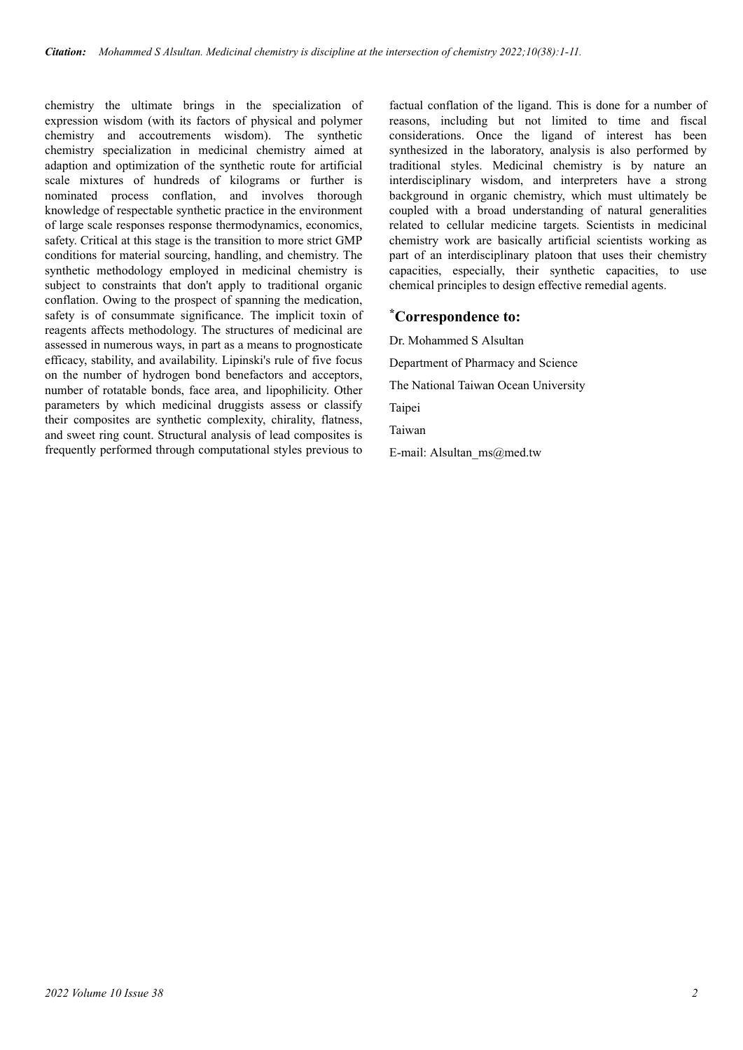chemistry the ultimate brings in the specialization of expression wisdom (with its factors of physical and polymer chemistry and accoutrements wisdom). The synthetic chemistry specialization in medicinal chemistry aimed at adaption and optimization of the synthetic route for artificial scale mixtures of hundreds of kilograms or further is nominated process conflation, and involves thorough knowledge of respectable synthetic practice in the environment of large scale responses response thermodynamics, economics, safety. Critical at this stage is the transition to more strict GMP conditions for material sourcing, handling, and chemistry. The synthetic methodology employed in medicinal chemistry is subject to constraints that don't apply to traditional organic conflation. Owing to the prospect of spanning the medication, safety is of consummate significance. The implicit toxin of reagents affects methodology. The structures of medicinal are assessed in numerous ways, in part as a means to prognosticate efficacy, stability, and availability. Lipinski's rule of five focus on the number of hydrogen bond benefactors and acceptors, number of rotatable bonds, face area, and lipophilicity. Other parameters by which medicinal druggists assess or classify their composites are synthetic complexity, chirality, flatness, and sweet ring count. Structural analysis of lead composites is frequently performed through computational styles previous to factual conflation of the ligand. This is done for a number of reasons, including but not limited to time and fiscal considerations. Once the ligand of interest has been synthesized in the laboratory, analysis is also performed by traditional styles. Medicinal chemistry is by nature an interdisciplinary wisdom, and interpreters have a strong background in organic chemistry, which must ultimately be coupled with a broad understanding of natural generalities related to cellular medicine targets. Scientists in medicinal chemistry work are basically artificial scientists working as part of an interdisciplinary platoon that uses their chemistry capacities, especially, their synthetic capacities, to use chemical principles to design effective remedial agents.

## *Correspondence to:

Dr. Mohammed S Alsultan

Department of Pharmacy and Science

The National Taiwan Ocean University

Taipei

Taiwan

E-mail: Alsultan_ms@med.tw